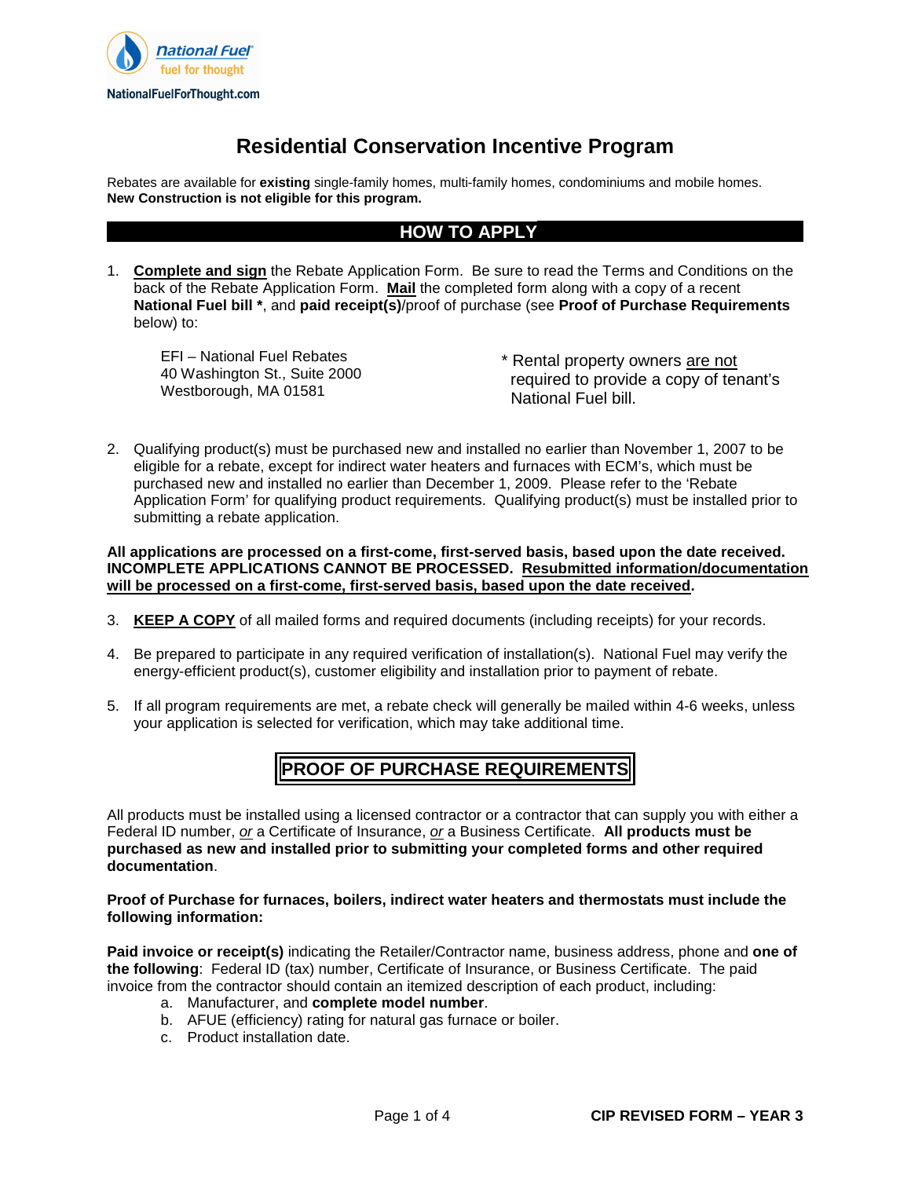National Fuel
fuel for thought
NationalFuelForThought.com

# Residential Conservation Incentive Program

Rebates are available for **existing** single-family homes, multi-family homes, condominiums and mobile homes. **New Construction is not eligible for this program.**

## HOW TO APPLY

1. **Complete and sign** the Rebate Application Form. Be sure to read the Terms and Conditions on the back of the Rebate Application Form. **Mail** the completed form along with a copy of a recent **National Fuel bill \***, and **paid receipt(s)**/proof of purchase (see **Proof of Purchase Requirements** below) to:

   EFI – National Fuel Rebates
   40 Washington St., Suite 2000
   Westborough, MA 01581

   \* Rental property owners are not required to provide a copy of tenant's National Fuel bill.

2. Qualifying product(s) must be purchased new and installed no earlier than November 1, 2007 to be eligible for a rebate, except for indirect water heaters and furnaces with ECM's, which must be purchased new and installed no earlier than December 1, 2009. Please refer to the 'Rebate Application Form' for qualifying product requirements. Qualifying product(s) must be installed prior to submitting a rebate application.

**All applications are processed on a first-come, first-served basis, based upon the date received. INCOMPLETE APPLICATIONS CANNOT BE PROCESSED. Resubmitted information/documentation will be processed on a first-come, first-served basis, based upon the date received.**

3. **KEEP A COPY** of all mailed forms and required documents (including receipts) for your records.

4. Be prepared to participate in any required verification of installation(s). National Fuel may verify the energy-efficient product(s), customer eligibility and installation prior to payment of rebate.

5. If all program requirements are met, a rebate check will generally be mailed within 4-6 weeks, unless your application is selected for verification, which may take additional time.

## PROOF OF PURCHASE REQUIREMENTS

All products must be installed using a licensed contractor or a contractor that can supply you with either a Federal ID number, *or* a Certificate of Insurance, *or* a Business Certificate. **All products must be purchased as new and installed prior to submitting your completed forms and other required documentation**.

**Proof of Purchase for furnaces, boilers, indirect water heaters and thermostats must include the following information:**

**Paid invoice or receipt(s)** indicating the Retailer/Contractor name, business address, phone and **one of the following**: Federal ID (tax) number, Certificate of Insurance, or Business Certificate. The paid invoice from the contractor should contain an itemized description of each product, including:

a. Manufacturer, and **complete model number**.
b. AFUE (efficiency) rating for natural gas furnace or boiler.
c. Product installation date.

CIP REVISED FORM – YEAR 3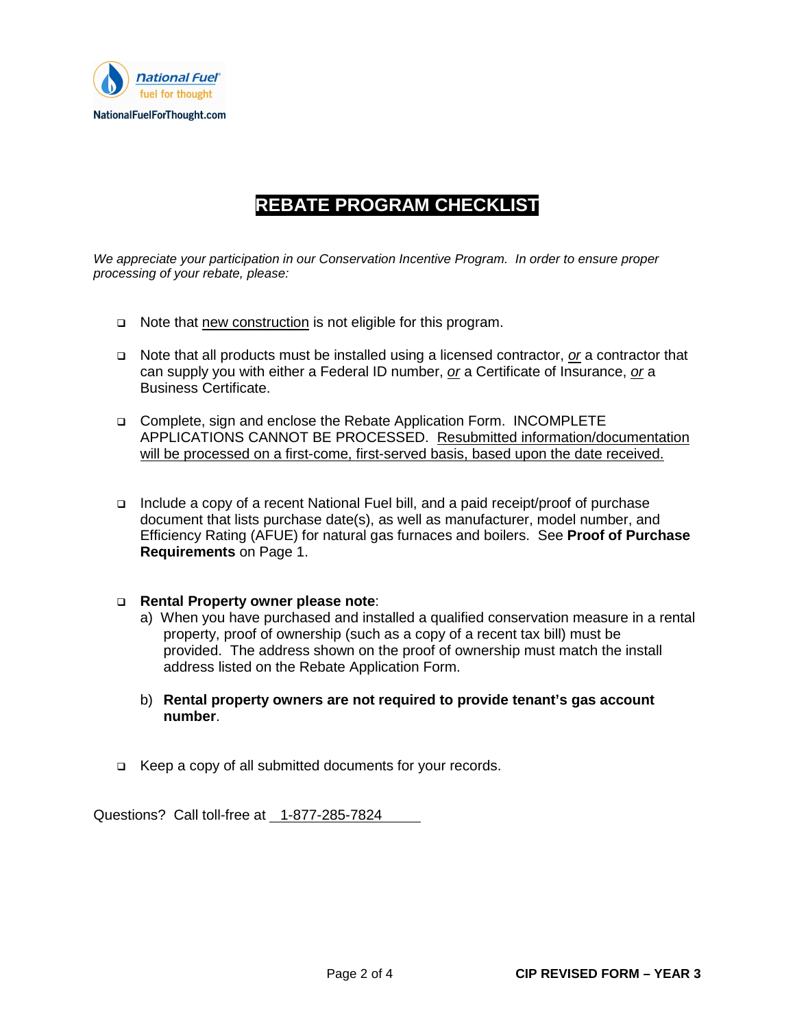National Fuel®
fuel for thought
NationalFuelForThought.com

# REBATE PROGRAM CHECKLIST

*We appreciate your participation in our Conservation Incentive Program. In order to ensure proper processing of your rebate, please:*

- Note that <u>new construction</u> is not eligible for this program.

- Note that all products must be installed using a licensed contractor, ***or*** a contractor that can supply you with either a Federal ID number, ***or*** a Certificate of Insurance, ***or*** a Business Certificate.

- Complete, sign and enclose the Rebate Application Form. INCOMPLETE APPLICATIONS CANNOT BE PROCESSED. <u>Resubmitted information/documentation will be processed on a first-come, first-served basis, based upon the date received.</u>

- Include a copy of a recent National Fuel bill, and a paid receipt/proof of purchase document that lists purchase date(s), as well as manufacturer, model number, and Efficiency Rating (AFUE) for natural gas furnaces and boilers. See **Proof of Purchase Requirements** on Page 1.

- **Rental Property owner please note**:
  a) When you have purchased and installed a qualified conservation measure in a rental property, proof of ownership (such as a copy of a recent tax bill) must be provided. The address shown on the proof of ownership must match the install address listed on the Rebate Application Form.

  b) **Rental property owners are not required to provide tenant's gas account number**.

- Keep a copy of all submitted documents for your records.

Questions? Call toll-free at <u>1-877-285-7824</u>

CIP REVISED FORM – YEAR 3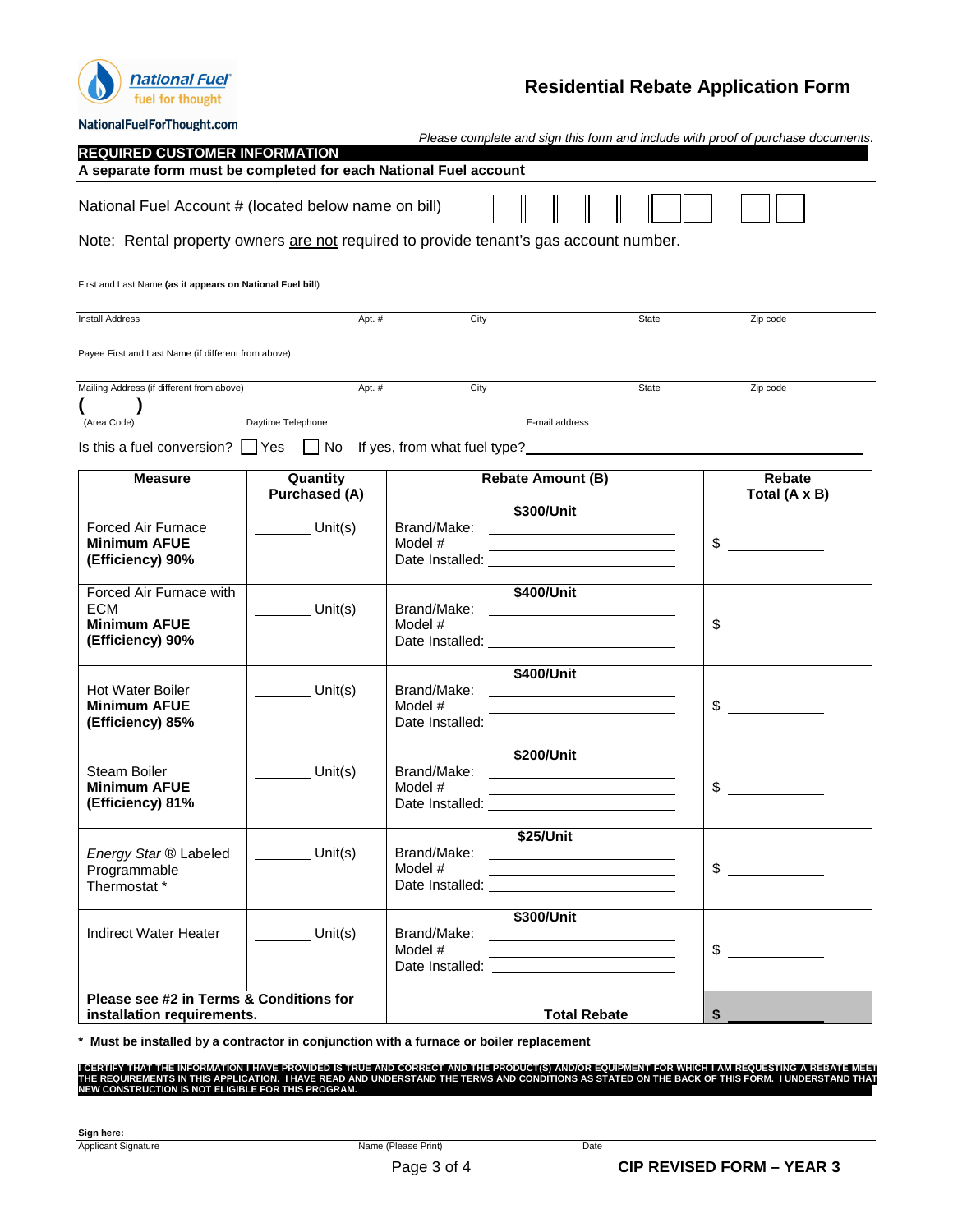National Fuel® fuel for thought

NationalFuelForThought.com

# Residential Rebate Application Form

*Please complete and sign this form and include with proof of purchase documents.*

**REQUIRED CUSTOMER INFORMATION**

**A separate form must be completed for each National Fuel account**

National Fuel Account # (located below name on bill) ☐☐☐☐☐☐☐ ☐☐

Note: Rental property owners are not required to provide tenant's gas account number.

First and Last Name **(as it appears on National Fuel bill)**

Install Address | Apt. # | City | State | Zip code

Payee First and Last Name (if different from above)

Mailing Address (if different from above) | Apt. # | City | State | Zip code

( ) (Area Code) | Daytime Telephone | E-mail address

Is this a fuel conversion? ☐ Yes ☐ No If yes, from what fuel type? ____________________

| Measure | Quantity Purchased (A) | Rebate Amount (B) | Rebate Total (A x B) |
|---|---|---|---|
| Forced Air Furnace **Minimum AFUE (Efficiency) 90%** | ______ Unit(s) | **$300/Unit** Brand/Make: ______ Model # ______ Date Installed: ______ | $ ______ |
| Forced Air Furnace with ECM **Minimum AFUE (Efficiency) 90%** | ______ Unit(s) | **$400/Unit** Brand/Make: ______ Model # ______ Date Installed: ______ | $ ______ |
| Hot Water Boiler **Minimum AFUE (Efficiency) 85%** | ______ Unit(s) | **$400/Unit** Brand/Make: ______ Model # ______ Date Installed: ______ | $ ______ |
| Steam Boiler **Minimum AFUE (Efficiency) 81%** | ______ Unit(s) | **$200/Unit** Brand/Make: ______ Model # ______ Date Installed: ______ | $ ______ |
| *Energy Star* ® Labeled Programmable Thermostat * | ______ Unit(s) | **$25/Unit** Brand/Make: ______ Model # ______ Date Installed: ______ | $ ______ |
| Indirect Water Heater | ______ Unit(s) | **$300/Unit** Brand/Make: ______ Model # ______ Date Installed: ______ | $ ______ |
| **Please see #2 in Terms & Conditions for installation requirements.** | | **Total Rebate** | **$** ______ |

**\* Must be installed by a contractor in conjunction with a furnace or boiler replacement**

**I CERTIFY THAT THE INFORMATION I HAVE PROVIDED IS TRUE AND CORRECT AND THE PRODUCT(S) AND/OR EQUIPMENT FOR WHICH I AM REQUESTING A REBATE MEET THE REQUIREMENTS IN THIS APPLICATION. I HAVE READ AND UNDERSTAND THE TERMS AND CONDITIONS AS STATED ON THE BACK OF THIS FORM. I UNDERSTAND THAT NEW CONSTRUCTION IS NOT ELIGIBLE FOR THIS PROGRAM.**

**Sign here:**

Applicant Signature | Name (Please Print) | Date

**CIP REVISED FORM – YEAR 3**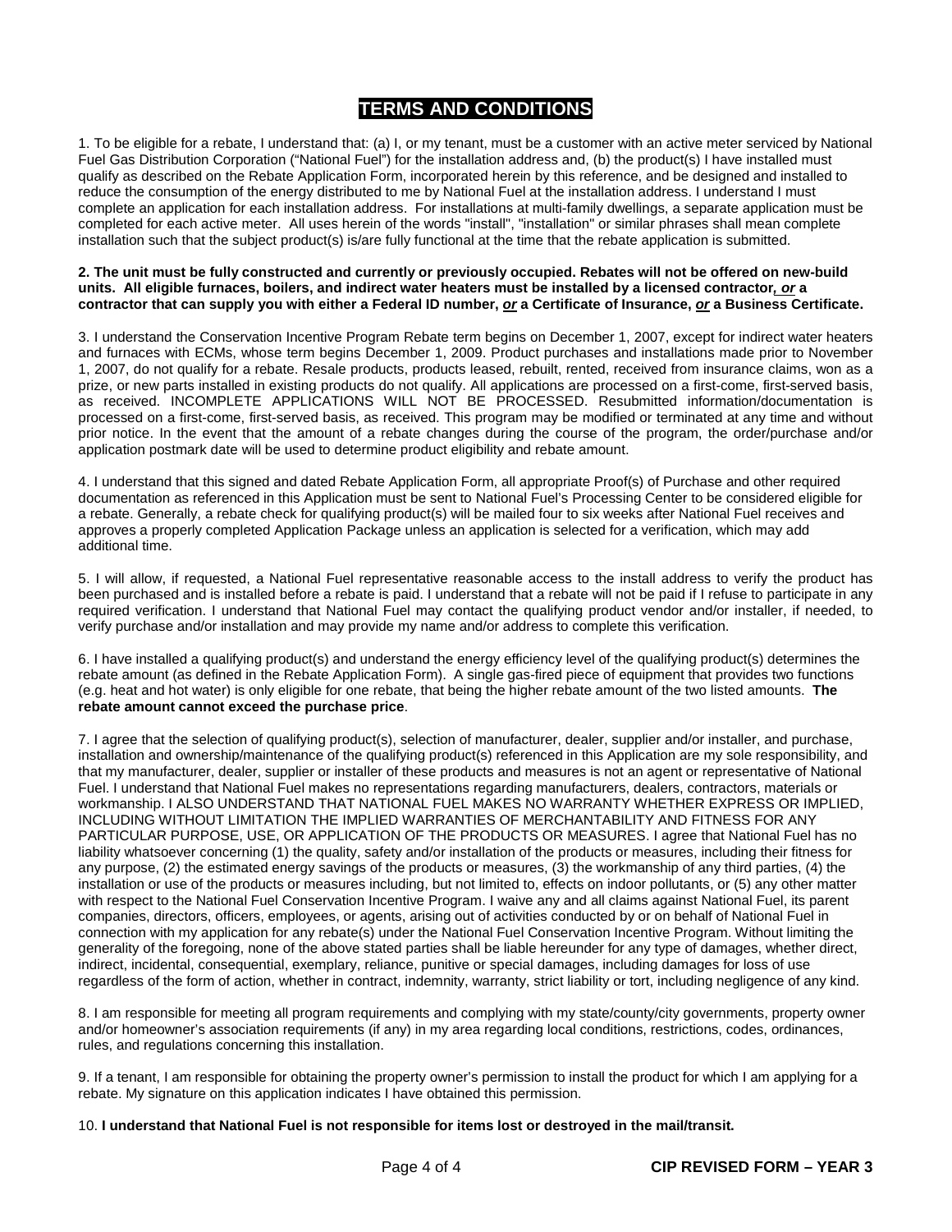# TERMS AND CONDITIONS

1. To be eligible for a rebate, I understand that: (a) I, or my tenant, must be a customer with an active meter serviced by National Fuel Gas Distribution Corporation ("National Fuel") for the installation address and, (b) the product(s) I have installed must qualify as described on the Rebate Application Form, incorporated herein by this reference, and be designed and installed to reduce the consumption of the energy distributed to me by National Fuel at the installation address. I understand I must complete an application for each installation address. For installations at multi-family dwellings, a separate application must be completed for each active meter. All uses herein of the words "install", "installation" or similar phrases shall mean complete installation such that the subject product(s) is/are fully functional at the time that the rebate application is submitted.

**2. The unit must be fully constructed and currently or previously occupied. Rebates will not be offered on new-build units. All eligible furnaces, boilers, and indirect water heaters must be installed by a licensed contractor*, or* a contractor that can supply you with either a Federal ID number, *or* a Certificate of Insurance, *or* a Business Certificate.**

3. I understand the Conservation Incentive Program Rebate term begins on December 1, 2007, except for indirect water heaters and furnaces with ECMs, whose term begins December 1, 2009. Product purchases and installations made prior to November 1, 2007, do not qualify for a rebate. Resale products, products leased, rebuilt, rented, received from insurance claims, won as a prize, or new parts installed in existing products do not qualify. All applications are processed on a first-come, first-served basis, as received. INCOMPLETE APPLICATIONS WILL NOT BE PROCESSED. Resubmitted information/documentation is processed on a first-come, first-served basis, as received. This program may be modified or terminated at any time and without prior notice. In the event that the amount of a rebate changes during the course of the program, the order/purchase and/or application postmark date will be used to determine product eligibility and rebate amount.

4. I understand that this signed and dated Rebate Application Form, all appropriate Proof(s) of Purchase and other required documentation as referenced in this Application must be sent to National Fuel's Processing Center to be considered eligible for a rebate. Generally, a rebate check for qualifying product(s) will be mailed four to six weeks after National Fuel receives and approves a properly completed Application Package unless an application is selected for a verification, which may add additional time.

5. I will allow, if requested, a National Fuel representative reasonable access to the install address to verify the product has been purchased and is installed before a rebate is paid. I understand that a rebate will not be paid if I refuse to participate in any required verification. I understand that National Fuel may contact the qualifying product vendor and/or installer, if needed, to verify purchase and/or installation and may provide my name and/or address to complete this verification.

6. I have installed a qualifying product(s) and understand the energy efficiency level of the qualifying product(s) determines the rebate amount (as defined in the Rebate Application Form). A single gas-fired piece of equipment that provides two functions (e.g. heat and hot water) is only eligible for one rebate, that being the higher rebate amount of the two listed amounts. **The rebate amount cannot exceed the purchase price**.

7. I agree that the selection of qualifying product(s), selection of manufacturer, dealer, supplier and/or installer, and purchase, installation and ownership/maintenance of the qualifying product(s) referenced in this Application are my sole responsibility, and that my manufacturer, dealer, supplier or installer of these products and measures is not an agent or representative of National Fuel. I understand that National Fuel makes no representations regarding manufacturers, dealers, contractors, materials or workmanship. I ALSO UNDERSTAND THAT NATIONAL FUEL MAKES NO WARRANTY WHETHER EXPRESS OR IMPLIED, INCLUDING WITHOUT LIMITATION THE IMPLIED WARRANTIES OF MERCHANTABILITY AND FITNESS FOR ANY PARTICULAR PURPOSE, USE, OR APPLICATION OF THE PRODUCTS OR MEASURES. I agree that National Fuel has no liability whatsoever concerning (1) the quality, safety and/or installation of the products or measures, including their fitness for any purpose, (2) the estimated energy savings of the products or measures, (3) the workmanship of any third parties, (4) the installation or use of the products or measures including, but not limited to, effects on indoor pollutants, or (5) any other matter with respect to the National Fuel Conservation Incentive Program. I waive any and all claims against National Fuel, its parent companies, directors, officers, employees, or agents, arising out of activities conducted by or on behalf of National Fuel in connection with my application for any rebate(s) under the National Fuel Conservation Incentive Program. Without limiting the generality of the foregoing, none of the above stated parties shall be liable hereunder for any type of damages, whether direct, indirect, incidental, consequential, exemplary, reliance, punitive or special damages, including damages for loss of use regardless of the form of action, whether in contract, indemnity, warranty, strict liability or tort, including negligence of any kind.

8. I am responsible for meeting all program requirements and complying with my state/county/city governments, property owner and/or homeowner's association requirements (if any) in my area regarding local conditions, restrictions, codes, ordinances, rules, and regulations concerning this installation.

9. If a tenant, I am responsible for obtaining the property owner's permission to install the product for which I am applying for a rebate. My signature on this application indicates I have obtained this permission.

10. **I understand that National Fuel is not responsible for items lost or destroyed in the mail/transit.**

**CIP REVISED FORM – YEAR 3**